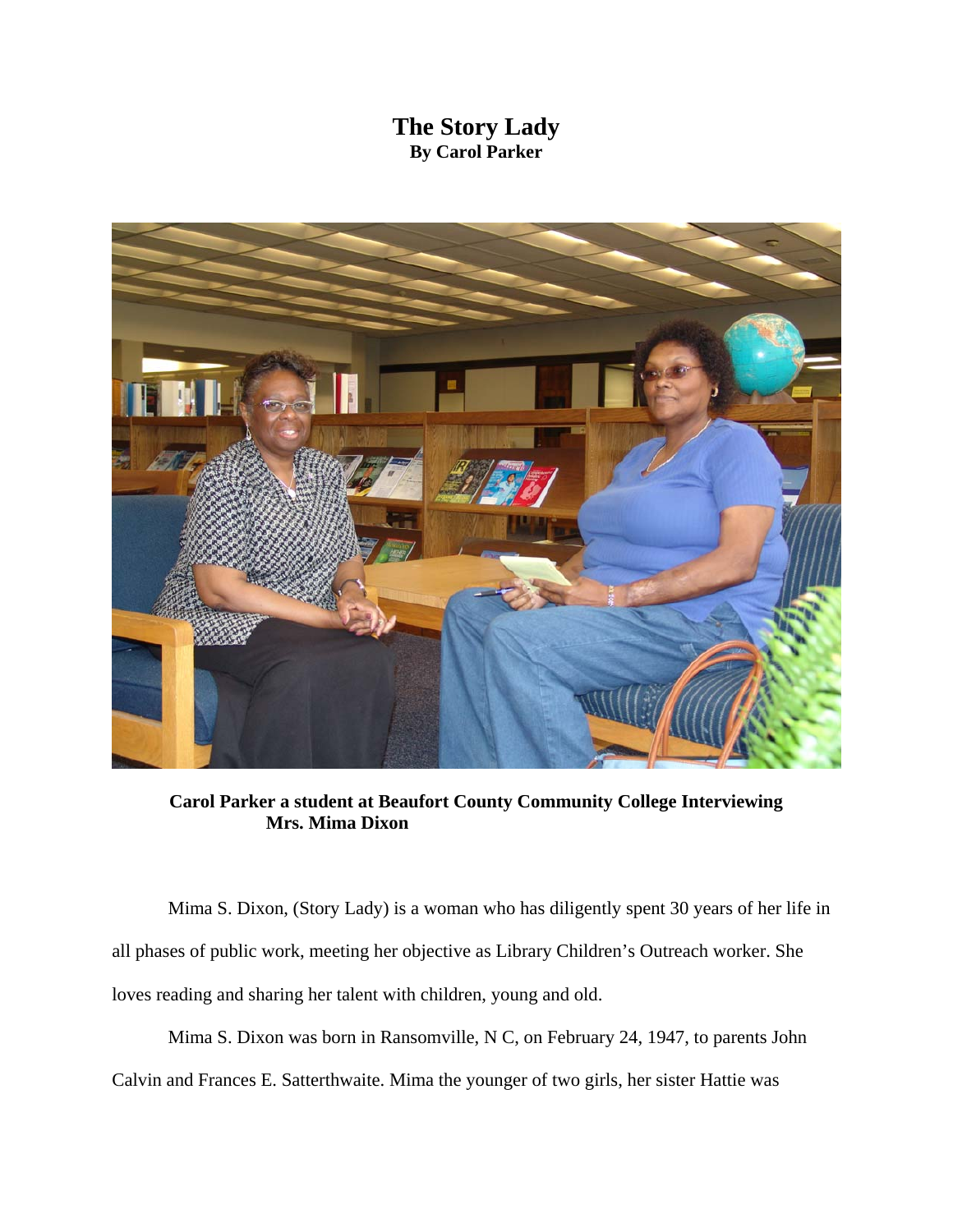# The Story Lady
**By Carol Parker**

**Carol Parker a student at Beaufort County Community College Interviewing Mrs. Mima Dixon**

Mima S. Dixon, (Story Lady) is a woman who has diligently spent 30 years of her life in all phases of public work, meeting her objective as Library Children's Outreach worker. She loves reading and sharing her talent with children, young and old.

Mima S. Dixon was born in Ransomville, N C, on February 24, 1947, to parents John Calvin and Frances E. Satterthwaite. Mima the younger of two girls, her sister Hattie was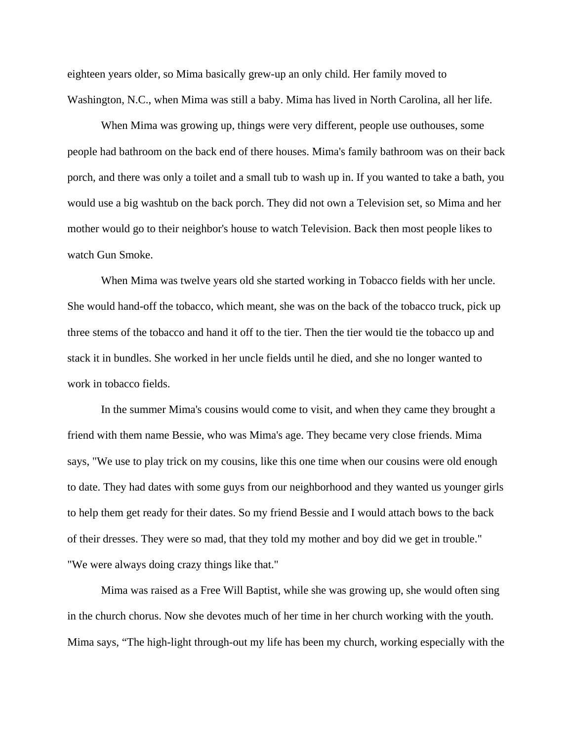eighteen years older, so Mima basically grew-up an only child. Her family moved to Washington, N.C., when Mima was still a baby. Mima has lived in North Carolina, all her life.

When Mima was growing up, things were very different, people use outhouses, some people had bathroom on the back end of there houses. Mima's family bathroom was on their back porch, and there was only a toilet and a small tub to wash up in. If you wanted to take a bath, you would use a big washtub on the back porch. They did not own a Television set, so Mima and her mother would go to their neighbor's house to watch Television. Back then most people likes to watch Gun Smoke.

When Mima was twelve years old she started working in Tobacco fields with her uncle. She would hand-off the tobacco, which meant, she was on the back of the tobacco truck, pick up three stems of the tobacco and hand it off to the tier. Then the tier would tie the tobacco up and stack it in bundles. She worked in her uncle fields until he died, and she no longer wanted to work in tobacco fields.

In the summer Mima's cousins would come to visit, and when they came they brought a friend with them name Bessie, who was Mima's age. They became very close friends. Mima says, "We use to play trick on my cousins, like this one time when our cousins were old enough to date. They had dates with some guys from our neighborhood and they wanted us younger girls to help them get ready for their dates. So my friend Bessie and I would attach bows to the back of their dresses. They were so mad, that they told my mother and boy did we get in trouble." "We were always doing crazy things like that."

Mima was raised as a Free Will Baptist, while she was growing up, she would often sing in the church chorus. Now she devotes much of her time in her church working with the youth. Mima says, “The high-light through-out my life has been my church, working especially with the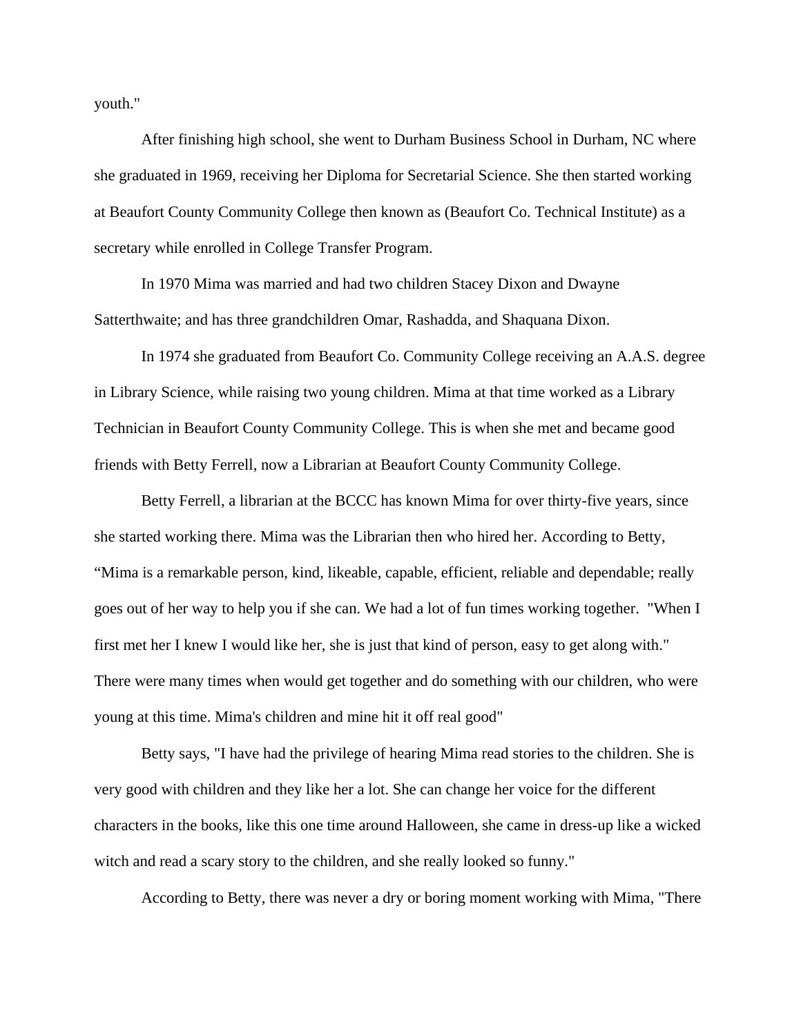youth."

After finishing high school, she went to Durham Business School in Durham, NC where she graduated in 1969, receiving her Diploma for Secretarial Science. She then started working at Beaufort County Community College then known as (Beaufort Co. Technical Institute) as a secretary while enrolled in College Transfer Program.

In 1970 Mima was married and had two children Stacey Dixon and Dwayne Satterthwaite; and has three grandchildren Omar, Rashadda, and Shaquana Dixon.

In 1974 she graduated from Beaufort Co. Community College receiving an A.A.S. degree in Library Science, while raising two young children. Mima at that time worked as a Library Technician in Beaufort County Community College. This is when she met and became good friends with Betty Ferrell, now a Librarian at Beaufort County Community College.

Betty Ferrell, a librarian at the BCCC has known Mima for over thirty-five years, since she started working there. Mima was the Librarian then who hired her. According to Betty, "Mima is a remarkable person, kind, likeable, capable, efficient, reliable and dependable; really goes out of her way to help you if she can. We had a lot of fun times working together. "When I first met her I knew I would like her, she is just that kind of person, easy to get along with." There were many times when would get together and do something with our children, who were young at this time. Mima's children and mine hit it off real good"

Betty says, "I have had the privilege of hearing Mima read stories to the children. She is very good with children and they like her a lot. She can change her voice for the different characters in the books, like this one time around Halloween, she came in dress-up like a wicked witch and read a scary story to the children, and she really looked so funny."

According to Betty, there was never a dry or boring moment working with Mima, "There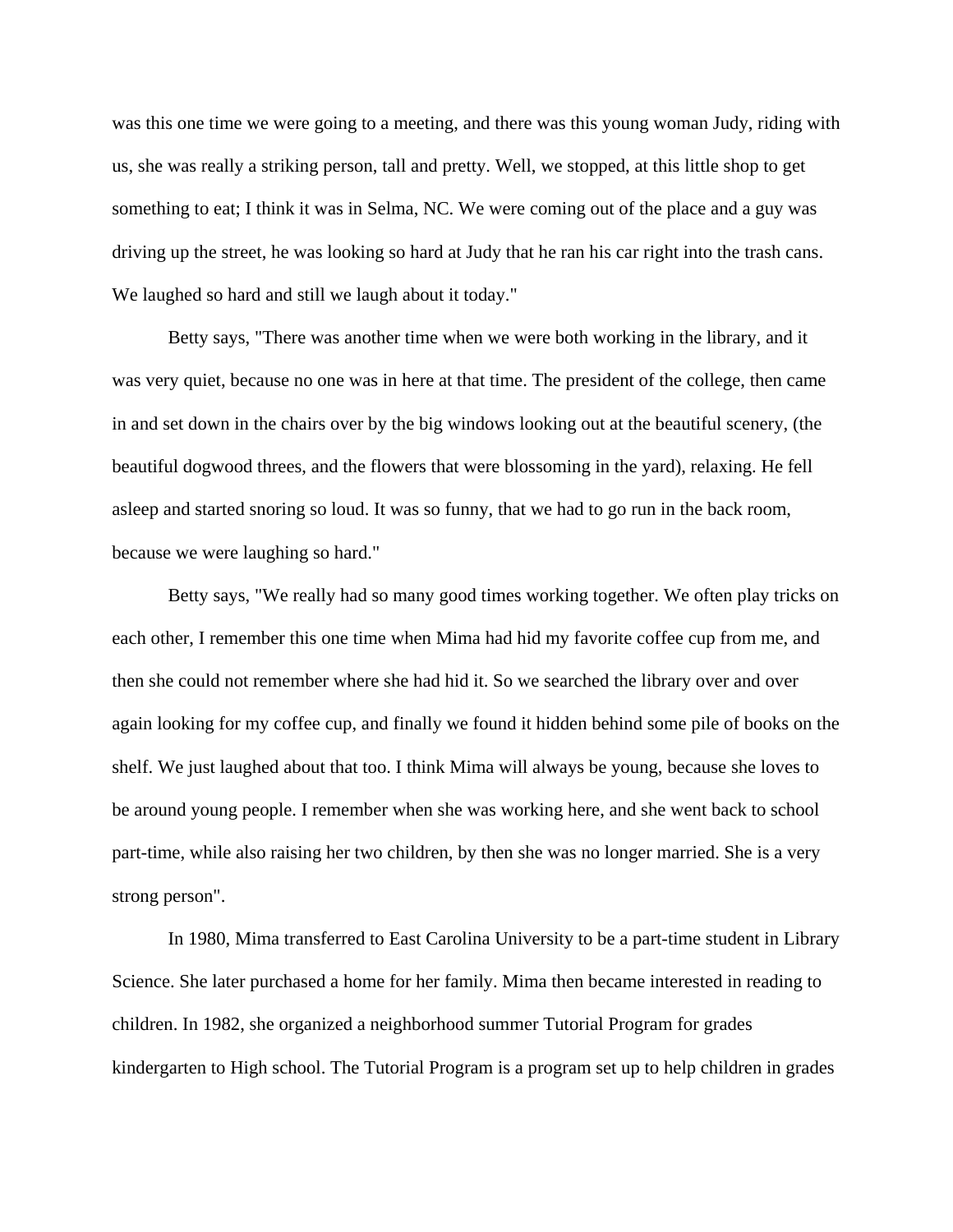was this one time we were going to a meeting, and there was this young woman Judy, riding with us, she was really a striking person, tall and pretty. Well, we stopped, at this little shop to get something to eat; I think it was in Selma, NC. We were coming out of the place and a guy was driving up the street, he was looking so hard at Judy that he ran his car right into the trash cans. We laughed so hard and still we laugh about it today."

Betty says, "There was another time when we were both working in the library, and it was very quiet, because no one was in here at that time. The president of the college, then came in and set down in the chairs over by the big windows looking out at the beautiful scenery, (the beautiful dogwood threes, and the flowers that were blossoming in the yard), relaxing. He fell asleep and started snoring so loud. It was so funny, that we had to go run in the back room, because we were laughing so hard."

Betty says, "We really had so many good times working together. We often play tricks on each other, I remember this one time when Mima had hid my favorite coffee cup from me, and then she could not remember where she had hid it. So we searched the library over and over again looking for my coffee cup, and finally we found it hidden behind some pile of books on the shelf. We just laughed about that too. I think Mima will always be young, because she loves to be around young people. I remember when she was working here, and she went back to school part-time, while also raising her two children, by then she was no longer married. She is a very strong person".

In 1980, Mima transferred to East Carolina University to be a part-time student in Library Science. She later purchased a home for her family. Mima then became interested in reading to children. In 1982, she organized a neighborhood summer Tutorial Program for grades kindergarten to High school. The Tutorial Program is a program set up to help children in grades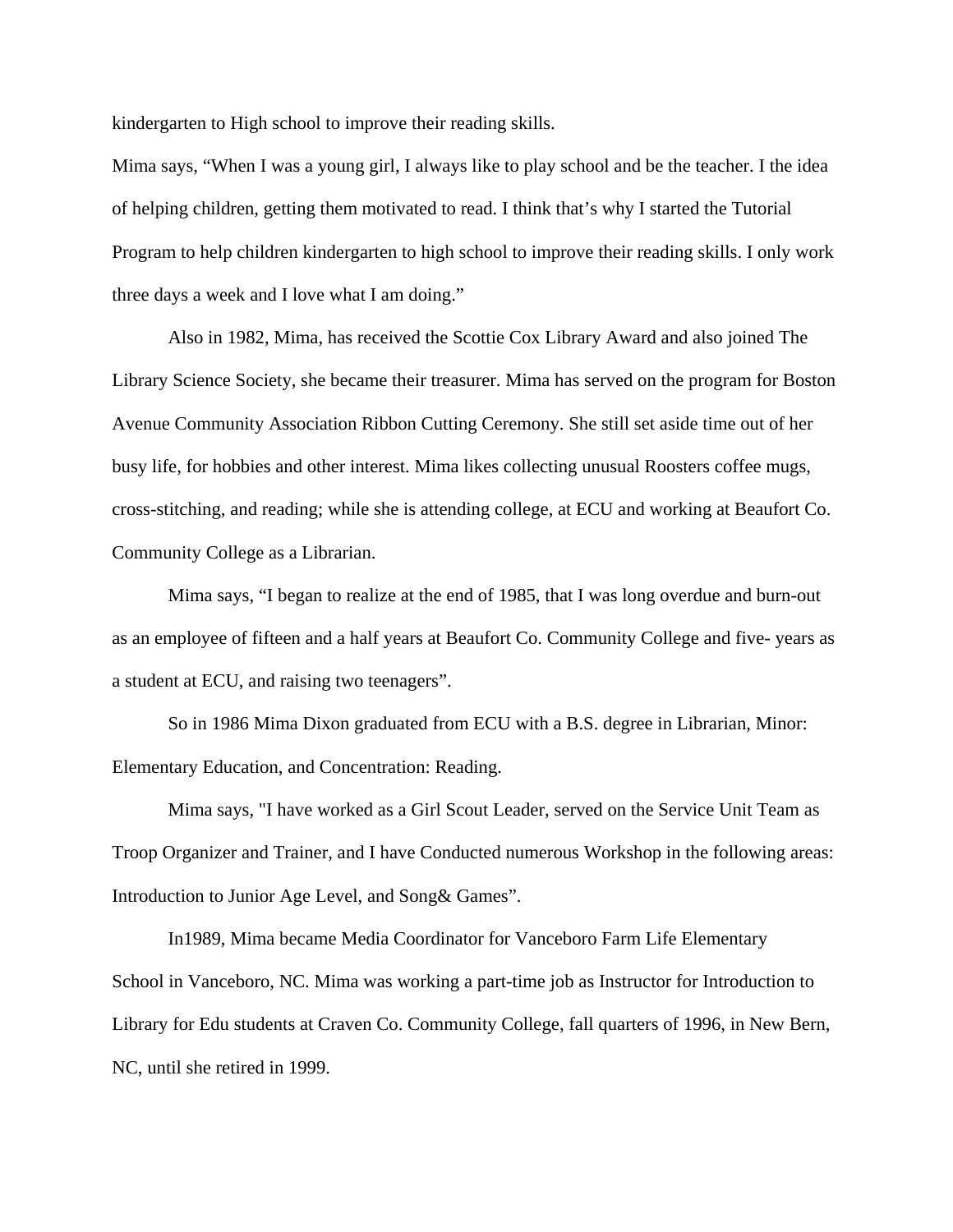kindergarten to High school to improve their reading skills.

Mima says, "When I was a young girl, I always like to play school and be the teacher. I the idea of helping children, getting them motivated to read. I think that's why I started the Tutorial Program to help children kindergarten to high school to improve their reading skills. I only work three days a week and I love what I am doing."

Also in 1982, Mima, has received the Scottie Cox Library Award and also joined The Library Science Society, she became their treasurer. Mima has served on the program for Boston Avenue Community Association Ribbon Cutting Ceremony. She still set aside time out of her busy life, for hobbies and other interest. Mima likes collecting unusual Roosters coffee mugs, cross-stitching, and reading; while she is attending college, at ECU and working at Beaufort Co. Community College as a Librarian.

Mima says, "I began to realize at the end of 1985, that I was long overdue and burn-out as an employee of fifteen and a half years at Beaufort Co. Community College and five- years as a student at ECU, and raising two teenagers".

So in 1986 Mima Dixon graduated from ECU with a B.S. degree in Librarian, Minor: Elementary Education, and Concentration: Reading.

Mima says, "I have worked as a Girl Scout Leader, served on the Service Unit Team as Troop Organizer and Trainer, and I have Conducted numerous Workshop in the following areas: Introduction to Junior Age Level, and Song& Games".

In1989, Mima became Media Coordinator for Vanceboro Farm Life Elementary School in Vanceboro, NC. Mima was working a part-time job as Instructor for Introduction to Library for Edu students at Craven Co. Community College, fall quarters of 1996, in New Bern, NC, until she retired in 1999.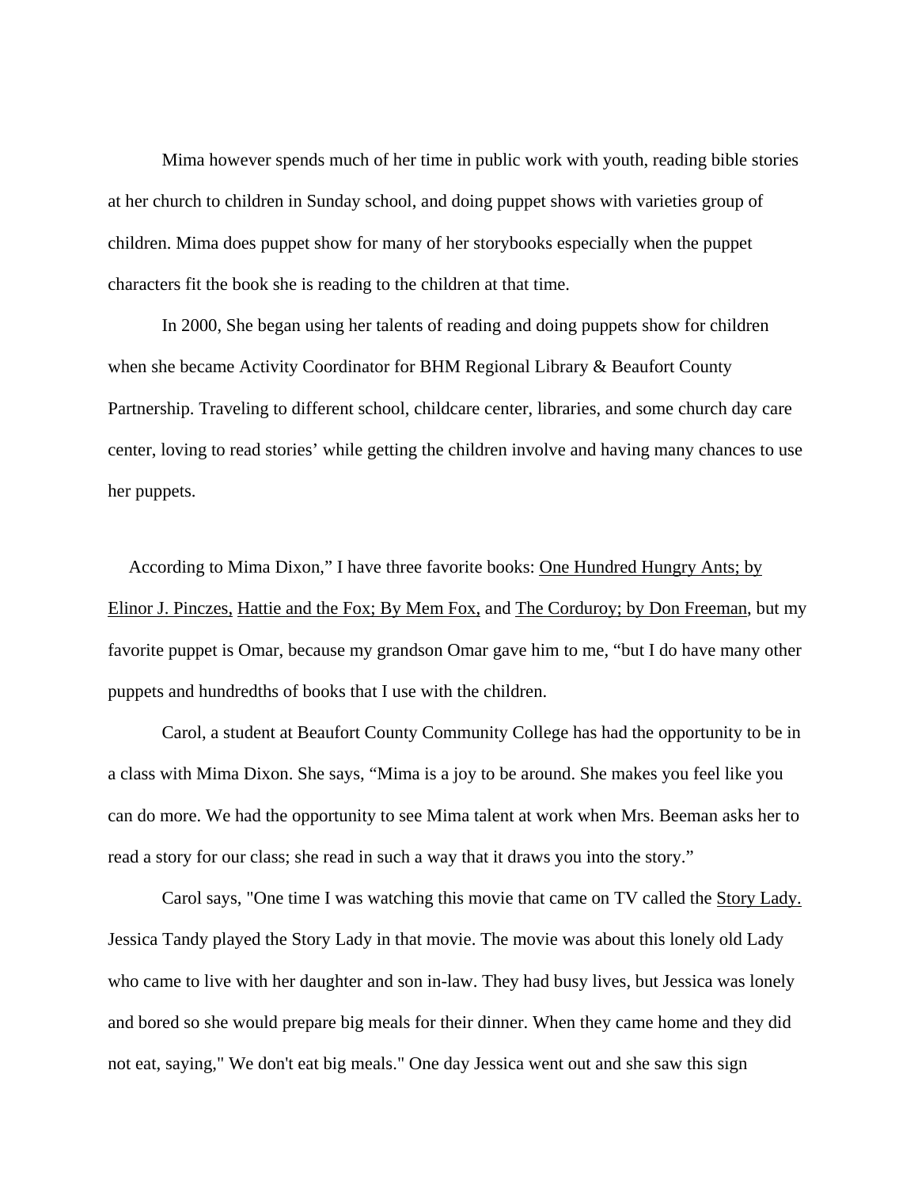Mima however spends much of her time in public work with youth, reading bible stories at her church to children in Sunday school, and doing puppet shows with varieties group of children. Mima does puppet show for many of her storybooks especially when the puppet characters fit the book she is reading to the children at that time.

In 2000, She began using her talents of reading and doing puppets show for children when she became Activity Coordinator for BHM Regional Library & Beaufort County Partnership. Traveling to different school, childcare center, libraries, and some church day care center, loving to read stories' while getting the children involve and having many chances to use her puppets.

According to Mima Dixon," I have three favorite books: <u>One Hundred Hungry Ants; by Elinor J. Pinczes,</u> <u>Hattie and the Fox; By Mem Fox,</u> and <u>The Corduroy; by Don Freeman</u>, but my favorite puppet is Omar, because my grandson Omar gave him to me, "but I do have many other puppets and hundredths of books that I use with the children.

Carol, a student at Beaufort County Community College has had the opportunity to be in a class with Mima Dixon. She says, "Mima is a joy to be around. She makes you feel like you can do more. We had the opportunity to see Mima talent at work when Mrs. Beeman asks her to read a story for our class; she read in such a way that it draws you into the story."

Carol says, "One time I was watching this movie that came on TV called the <u>Story Lady.</u> Jessica Tandy played the Story Lady in that movie. The movie was about this lonely old Lady who came to live with her daughter and son in-law. They had busy lives, but Jessica was lonely and bored so she would prepare big meals for their dinner. When they came home and they did not eat, saying," We don't eat big meals." One day Jessica went out and she saw this sign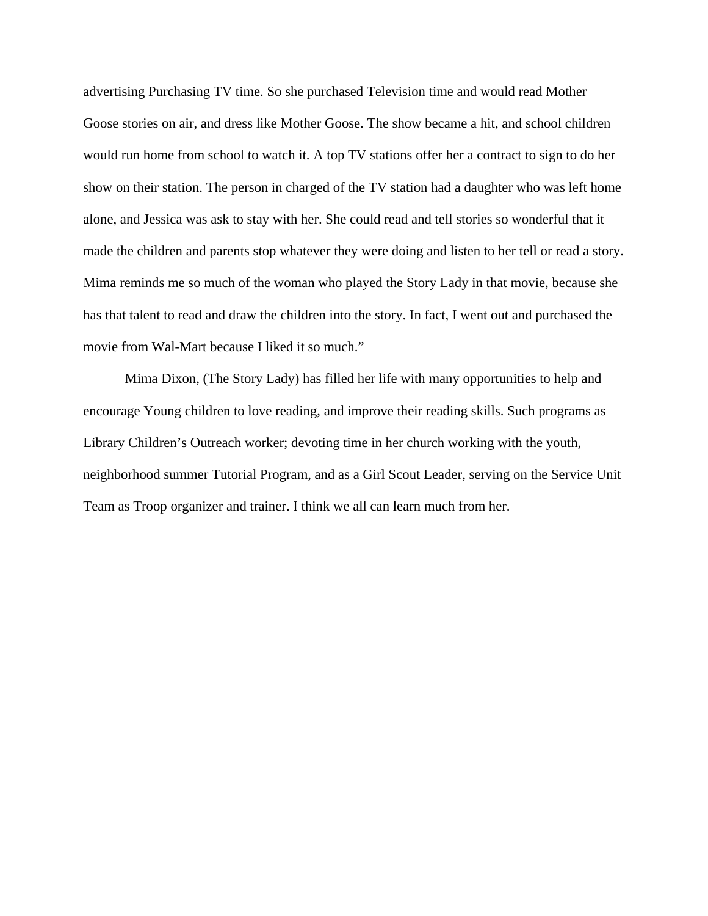advertising Purchasing TV time. So she purchased Television time and would read Mother Goose stories on air, and dress like Mother Goose. The show became a hit, and school children would run home from school to watch it. A top TV stations offer her a contract to sign to do her show on their station. The person in charged of the TV station had a daughter who was left home alone, and Jessica was ask to stay with her. She could read and tell stories so wonderful that it made the children and parents stop whatever they were doing and listen to her tell or read a story. Mima reminds me so much of the woman who played the Story Lady in that movie, because she has that talent to read and draw the children into the story. In fact, I went out and purchased the movie from Wal-Mart because I liked it so much."

Mima Dixon, (The Story Lady) has filled her life with many opportunities to help and encourage Young children to love reading, and improve their reading skills. Such programs as Library Children's Outreach worker; devoting time in her church working with the youth, neighborhood summer Tutorial Program, and as a Girl Scout Leader, serving on the Service Unit Team as Troop organizer and trainer. I think we all can learn much from her.